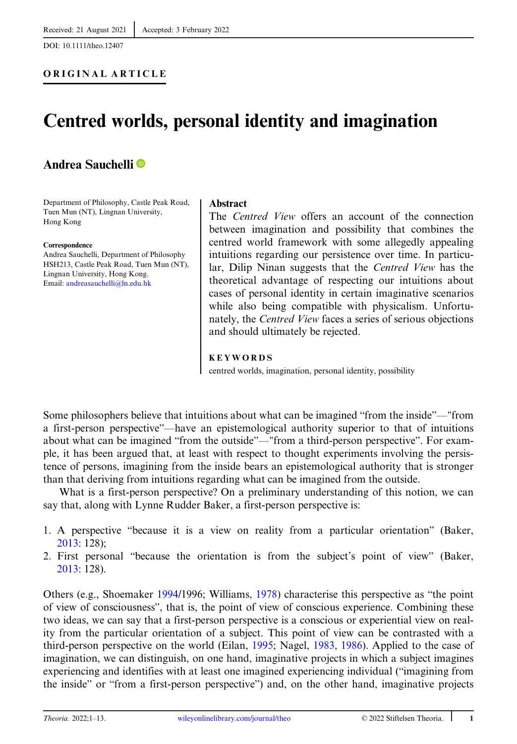Received: 21 August 2021 | Accepted: 3 February 2022

DOI: 10.1111/theo.12407

**ORIGINAL ARTICLE**

# Centred worlds, personal identity and imagination

## Andrea Sauchelli

Department of Philosophy, Castle Peak Road, Tuen Mun (NT), Lingnan University, Hong Kong

**Correspondence**
Andrea Sauchelli, Department of Philosophy HSH213, Castle Peak Road, Tuen Mun (NT), Lingnan University, Hong Kong.
Email: andreasauchelli@ln.edu.hk

### Abstract

The *Centred View* offers an account of the connection between imagination and possibility that combines the centred world framework with some allegedly appealing intuitions regarding our persistence over time. In particular, Dilip Ninan suggests that the *Centred View* has the theoretical advantage of respecting our intuitions about cases of personal identity in certain imaginative scenarios while also being compatible with physicalism. Unfortunately, the *Centred View* faces a series of serious objections and should ultimately be rejected.

**KEYWORDS**

centred worlds, imagination, personal identity, possibility

Some philosophers believe that intuitions about what can be imagined "from the inside"—"from a first-person perspective"—have an epistemological authority superior to that of intuitions about what can be imagined "from the outside"—"from a third-person perspective". For example, it has been argued that, at least with respect to thought experiments involving the persistence of persons, imagining from the inside bears an epistemological authority that is stronger than that deriving from intuitions regarding what can be imagined from the outside.

What is a first-person perspective? On a preliminary understanding of this notion, we can say that, along with Lynne Rudder Baker, a first-person perspective is:

1. A perspective "because it is a view on reality from a particular orientation" (Baker, 2013: 128);
2. First personal "because the orientation is from the subject's point of view" (Baker, 2013: 128).

Others (e.g., Shoemaker 1994/1996; Williams, 1978) characterise this perspective as "the point of view of consciousness", that is, the point of view of conscious experience. Combining these two ideas, we can say that a first-person perspective is a conscious or experiential view on reality from the particular orientation of a subject. This point of view can be contrasted with a third-person perspective on the world (Eilan, 1995; Nagel, 1983, 1986). Applied to the case of imagination, we can distinguish, on one hand, imaginative projects in which a subject imagines experiencing and identifies with at least one imagined experiencing individual ("imagining from the inside" or "from a first-person perspective") and, on the other hand, imaginative projects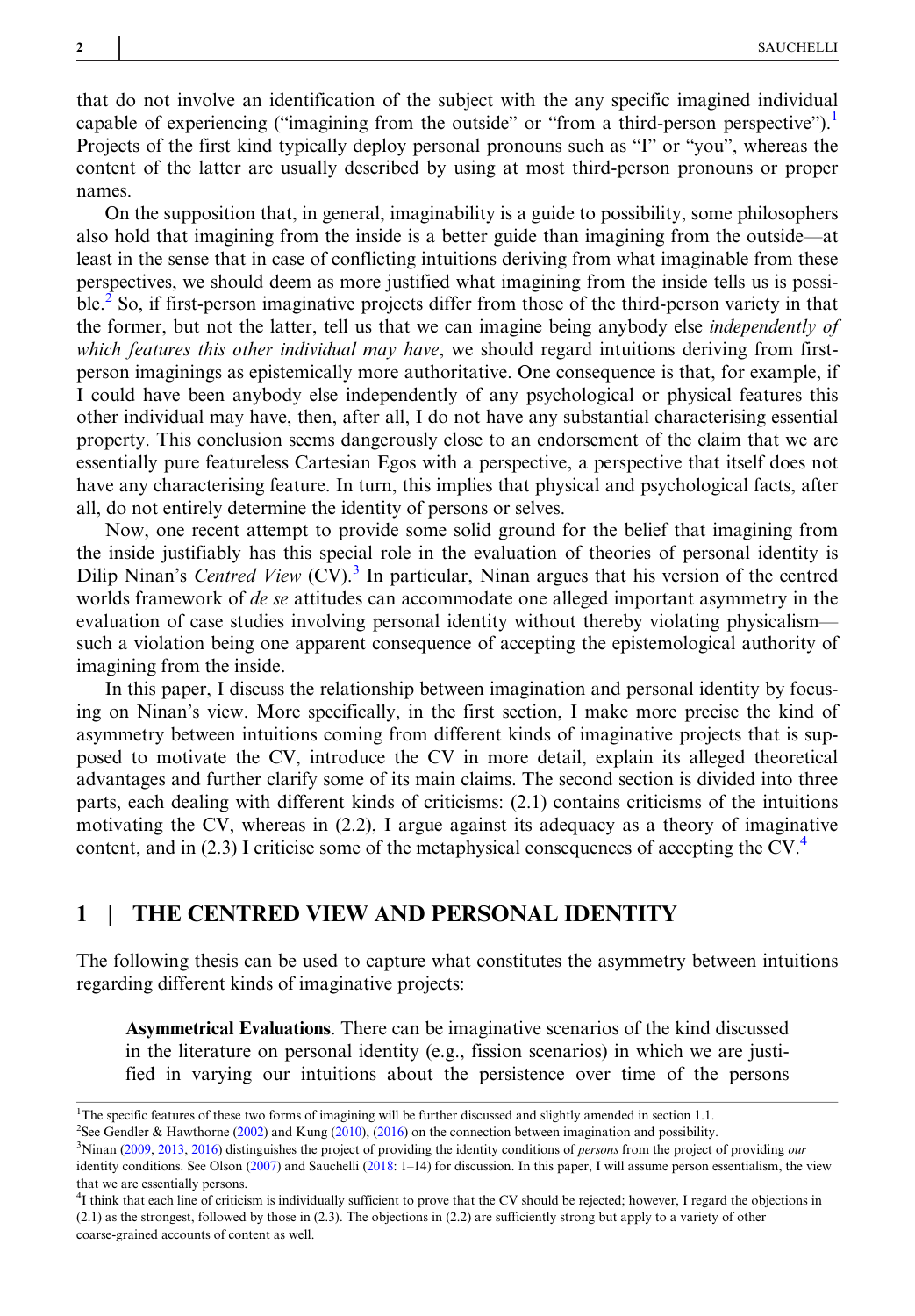that do not involve an identification of the subject with the any specific imagined individual capable of experiencing ("imagining from the outside" or "from a third-person perspective").[1] Projects of the first kind typically deploy personal pronouns such as "I" or "you", whereas the content of the latter are usually described by using at most third-person pronouns or proper names.

On the supposition that, in general, imaginability is a guide to possibility, some philosophers also hold that imagining from the inside is a better guide than imagining from the outside—at least in the sense that in case of conflicting intuitions deriving from what imaginable from these perspectives, we should deem as more justified what imagining from the inside tells us is possible.[2] So, if first-person imaginative projects differ from those of the third-person variety in that the former, but not the latter, tell us that we can imagine being anybody else *independently of which features this other individual may have*, we should regard intuitions deriving from first-person imaginings as epistemically more authoritative. One consequence is that, for example, if I could have been anybody else independently of any psychological or physical features this other individual may have, then, after all, I do not have any substantial characterising essential property. This conclusion seems dangerously close to an endorsement of the claim that we are essentially pure featureless Cartesian Egos with a perspective, a perspective that itself does not have any characterising feature. In turn, this implies that physical and psychological facts, after all, do not entirely determine the identity of persons or selves.

Now, one recent attempt to provide some solid ground for the belief that imagining from the inside justifiably has this special role in the evaluation of theories of personal identity is Dilip Ninan's *Centred View* (CV).[3] In particular, Ninan argues that his version of the centred worlds framework of *de se* attitudes can accommodate one alleged important asymmetry in the evaluation of case studies involving personal identity without thereby violating physicalism—such a violation being one apparent consequence of accepting the epistemological authority of imagining from the inside.

In this paper, I discuss the relationship between imagination and personal identity by focusing on Ninan's view. More specifically, in the first section, I make more precise the kind of asymmetry between intuitions coming from different kinds of imaginative projects that is supposed to motivate the CV, introduce the CV in more detail, explain its alleged theoretical advantages and further clarify some of its main claims. The second section is divided into three parts, each dealing with different kinds of criticisms: (2.1) contains criticisms of the intuitions motivating the CV, whereas in (2.2), I argue against its adequacy as a theory of imaginative content, and in (2.3) I criticise some of the metaphysical consequences of accepting the CV.[4]

## 1 | THE CENTRED VIEW AND PERSONAL IDENTITY

The following thesis can be used to capture what constitutes the asymmetry between intuitions regarding different kinds of imaginative projects:

> **Asymmetrical Evaluations**. There can be imaginative scenarios of the kind discussed in the literature on personal identity (e.g., fission scenarios) in which we are justified in varying our intuitions about the persistence over time of the persons

---

[1] The specific features of these two forms of imagining will be further discussed and slightly amended in section 1.1.

[2] See Gendler & Hawthorne (2002) and Kung (2010), (2016) on the connection between imagination and possibility.

[3] Ninan (2009, 2013, 2016) distinguishes the project of providing the identity conditions of *persons* from the project of providing *our* identity conditions. See Olson (2007) and Sauchelli (2018: 1–14) for discussion. In this paper, I will assume person essentialism, the view that we are essentially persons.

[4] I think that each line of criticism is individually sufficient to prove that the CV should be rejected; however, I regard the objections in (2.1) as the strongest, followed by those in (2.3). The objections in (2.2) are sufficiently strong but apply to a variety of other coarse-grained accounts of content as well.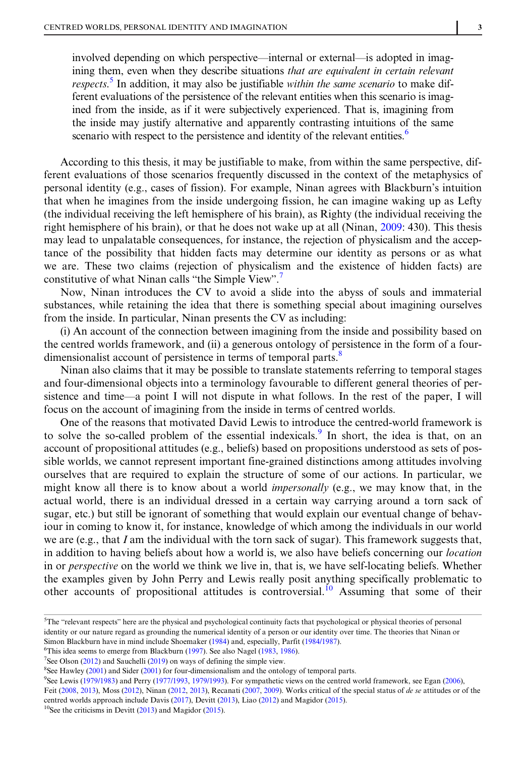> involved depending on which perspective—internal or external—is adopted in imagining them, even when they describe situations *that are equivalent in certain relevant respects*.[5] In addition, it may also be justifiable *within the same scenario* to make different evaluations of the persistence of the relevant entities when this scenario is imagined from the inside, as if it were subjectively experienced. That is, imagining from the inside may justify alternative and apparently contrasting intuitions of the same scenario with respect to the persistence and identity of the relevant entities.[6]

According to this thesis, it may be justifiable to make, from within the same perspective, different evaluations of those scenarios frequently discussed in the context of the metaphysics of personal identity (e.g., cases of fission). For example, Ninan agrees with Blackburn's intuition that when he imagines from the inside undergoing fission, he can imagine waking up as Lefty (the individual receiving the left hemisphere of his brain), as Righty (the individual receiving the right hemisphere of his brain), or that he does not wake up at all (Ninan, 2009: 430). This thesis may lead to unpalatable consequences, for instance, the rejection of physicalism and the acceptance of the possibility that hidden facts may determine our identity as persons or as what we are. These two claims (rejection of physicalism and the existence of hidden facts) are constitutive of what Ninan calls "the Simple View".[7]

Now, Ninan introduces the CV to avoid a slide into the abyss of souls and immaterial substances, while retaining the idea that there is something special about imagining ourselves from the inside. In particular, Ninan presents the CV as including:

(i) An account of the connection between imagining from the inside and possibility based on the centred worlds framework, and (ii) a generous ontology of persistence in the form of a four-dimensionalist account of persistence in terms of temporal parts.[8]

Ninan also claims that it may be possible to translate statements referring to temporal stages and four-dimensional objects into a terminology favourable to different general theories of persistence and time—a point I will not dispute in what follows. In the rest of the paper, I will focus on the account of imagining from the inside in terms of centred worlds.

One of the reasons that motivated David Lewis to introduce the centred-world framework is to solve the so-called problem of the essential indexicals.[9] In short, the idea is that, on an account of propositional attitudes (e.g., beliefs) based on propositions understood as sets of possible worlds, we cannot represent important fine-grained distinctions among attitudes involving ourselves that are required to explain the structure of some of our actions. In particular, we might know all there is to know about a world *impersonally* (e.g., we may know that, in the actual world, there is an individual dressed in a certain way carrying around a torn sack of sugar, etc.) but still be ignorant of something that would explain our eventual change of behaviour in coming to know it, for instance, knowledge of which among the individuals in our world we are (e.g., that *I* am the individual with the torn sack of sugar). This framework suggests that, in addition to having beliefs about how a world is, we also have beliefs concerning our *location* in or *perspective* on the world we think we live in, that is, we have self-locating beliefs. Whether the examples given by John Perry and Lewis really posit anything specifically problematic to other accounts of propositional attitudes is controversial.[10] Assuming that some of their

---

[5] The "relevant respects" here are the physical and psychological continuity facts that psychological or physical theories of personal identity or our nature regard as grounding the numerical identity of a person or our identity over time. The theories that Ninan or Simon Blackburn have in mind include Shoemaker (1984) and, especially, Parfit (1984/1987).

[6] This idea seems to emerge from Blackburn (1997). See also Nagel (1983, 1986).

[7] See Olson (2012) and Sauchelli (2019) on ways of defining the simple view.

[8] See Hawley (2001) and Sider (2001) for four-dimensionalism and the ontology of temporal parts.

[9] See Lewis (1979/1983) and Perry (1977/1993, 1979/1993). For sympathetic views on the centred world framework, see Egan (2006), Feit (2008, 2013), Moss (2012), Ninan (2012, 2013), Recanati (2007, 2009). Works critical of the special status of *de se* attitudes or of the centred worlds approach include Davis (2017), Devitt (2013), Liao (2012) and Magidor (2015).

[10] See the criticisms in Devitt (2013) and Magidor (2015).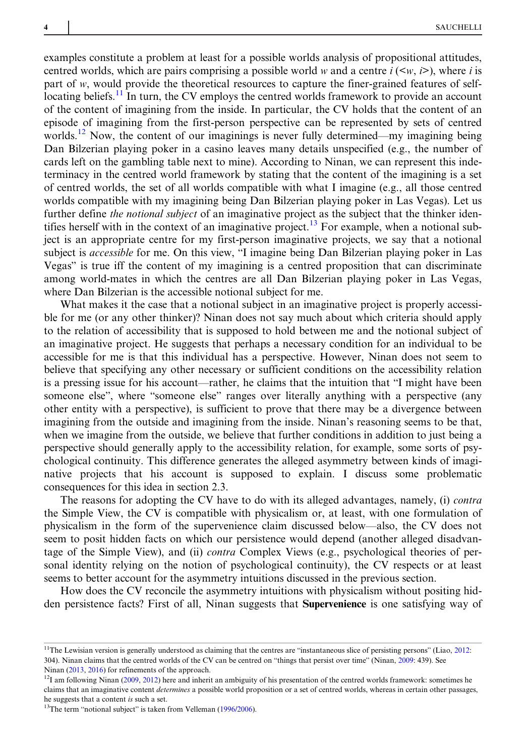examples constitute a problem at least for a possible worlds analysis of propositional attitudes, centred worlds, which are pairs comprising a possible world $w$ and a centre $i$ ($<w, i>$), where $i$ is part of $w$, would provide the theoretical resources to capture the finer-grained features of self-locating beliefs.[11] In turn, the CV employs the centred worlds framework to provide an account of the content of imagining from the inside. In particular, the CV holds that the content of an episode of imagining from the first-person perspective can be represented by sets of centred worlds.[12] Now, the content of our imaginings is never fully determined—my imagining being Dan Bilzerian playing poker in a casino leaves many details unspecified (e.g., the number of cards left on the gambling table next to mine). According to Ninan, we can represent this indeterminacy in the centred world framework by stating that the content of the imagining is a set of centred worlds, the set of all worlds compatible with what I imagine (e.g., all those centred worlds compatible with my imagining being Dan Bilzerian playing poker in Las Vegas). Let us further define *the notional subject* of an imaginative project as the subject that the thinker identifies herself with in the context of an imaginative project.[13] For example, when a notional subject is an appropriate centre for my first-person imaginative projects, we say that a notional subject is *accessible* for me. On this view, "I imagine being Dan Bilzerian playing poker in Las Vegas" is true iff the content of my imagining is a centred proposition that can discriminate among world-mates in which the centres are all Dan Bilzerian playing poker in Las Vegas, where Dan Bilzerian is the accessible notional subject for me.

What makes it the case that a notional subject in an imaginative project is properly accessible for me (or any other thinker)? Ninan does not say much about which criteria should apply to the relation of accessibility that is supposed to hold between me and the notional subject of an imaginative project. He suggests that perhaps a necessary condition for an individual to be accessible for me is that this individual has a perspective. However, Ninan does not seem to believe that specifying any other necessary or sufficient conditions on the accessibility relation is a pressing issue for his account—rather, he claims that the intuition that "I might have been someone else", where "someone else" ranges over literally anything with a perspective (any other entity with a perspective), is sufficient to prove that there may be a divergence between imagining from the outside and imagining from the inside. Ninan's reasoning seems to be that, when we imagine from the outside, we believe that further conditions in addition to just being a perspective should generally apply to the accessibility relation, for example, some sorts of psychological continuity. This difference generates the alleged asymmetry between kinds of imaginative projects that his account is supposed to explain. I discuss some problematic consequences for this idea in section 2.3.

The reasons for adopting the CV have to do with its alleged advantages, namely, (i) *contra* the Simple View, the CV is compatible with physicalism or, at least, with one formulation of physicalism in the form of the supervenience claim discussed below—also, the CV does not seem to posit hidden facts on which our persistence would depend (another alleged disadvantage of the Simple View), and (ii) *contra* Complex Views (e.g., psychological theories of personal identity relying on the notion of psychological continuity), the CV respects or at least seems to better account for the asymmetry intuitions discussed in the previous section.

How does the CV reconcile the asymmetry intuitions with physicalism without positing hidden persistence facts? First of all, Ninan suggests that **Supervenience** is one satisfying way of

[11]The Lewisian version is generally understood as claiming that the centres are "instantaneous slice of persisting persons" (Liao, 2012: 304). Ninan claims that the centred worlds of the CV can be centred on "things that persist over time" (Ninan, 2009: 439). See Ninan (2013, 2016) for refinements of the approach.

[12]I am following Ninan (2009, 2012) here and inherit an ambiguity of his presentation of the centred worlds framework: sometimes he claims that an imaginative content *determines* a possible world proposition or a set of centred worlds, whereas in certain other passages, he suggests that a content *is* such a set.

[13]The term "notional subject" is taken from Velleman (1996/2006).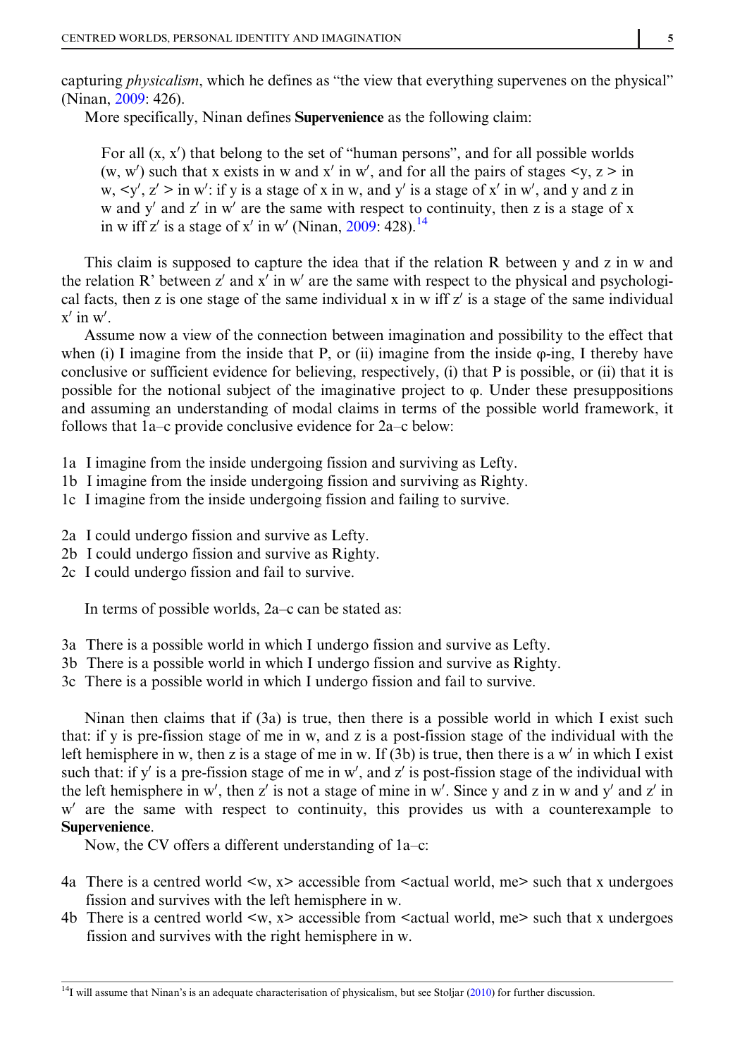capturing *physicalism*, which he defines as "the view that everything supervenes on the physical" (Ninan, 2009: 426).

More specifically, Ninan defines **Supervenience** as the following claim:

> For all (x, x′) that belong to the set of "human persons", and for all possible worlds (w, w′) such that x exists in w and x′ in w′, and for all the pairs of stages <y, z > in w, <y′, z′ > in w′: if y is a stage of x in w, and y′ is a stage of x′ in w′, and y and z in w and y′ and z′ in w′ are the same with respect to continuity, then z is a stage of x in w iff z′ is a stage of x′ in w′ (Ninan, 2009: 428).[14]

This claim is supposed to capture the idea that if the relation R between y and z in w and the relation R' between z′ and x′ in w′ are the same with respect to the physical and psychological facts, then z is one stage of the same individual x in w iff z′ is a stage of the same individual x′ in w′.

Assume now a view of the connection between imagination and possibility to the effect that when (i) I imagine from the inside that P, or (ii) imagine from the inside φ-ing, I thereby have conclusive or sufficient evidence for believing, respectively, (i) that P is possible, or (ii) that it is possible for the notional subject of the imaginative project to φ. Under these presuppositions and assuming an understanding of modal claims in terms of the possible world framework, it follows that 1a–c provide conclusive evidence for 2a–c below:

1a I imagine from the inside undergoing fission and surviving as Lefty.
1b I imagine from the inside undergoing fission and surviving as Righty.
1c I imagine from the inside undergoing fission and failing to survive.

2a I could undergo fission and survive as Lefty.
2b I could undergo fission and survive as Righty.
2c I could undergo fission and fail to survive.

In terms of possible worlds, 2a–c can be stated as:

3a There is a possible world in which I undergo fission and survive as Lefty.
3b There is a possible world in which I undergo fission and survive as Righty.
3c There is a possible world in which I undergo fission and fail to survive.

Ninan then claims that if (3a) is true, then there is a possible world in which I exist such that: if y is pre-fission stage of me in w, and z is a post-fission stage of the individual with the left hemisphere in w, then z is a stage of me in w. If (3b) is true, then there is a w′ in which I exist such that: if y′ is a pre-fission stage of me in w′, and z′ is post-fission stage of the individual with the left hemisphere in w′, then z′ is not a stage of mine in w′. Since y and z in w and y′ and z′ in w′ are the same with respect to continuity, this provides us with a counterexample to **Supervenience**.

Now, the CV offers a different understanding of 1a–c:

4a There is a centred world <w, x> accessible from <actual world, me> such that x undergoes fission and survives with the left hemisphere in w.
4b There is a centred world <w, x> accessible from <actual world, me> such that x undergoes fission and survives with the right hemisphere in w.

[14] I will assume that Ninan's is an adequate characterisation of physicalism, but see Stoljar (2010) for further discussion.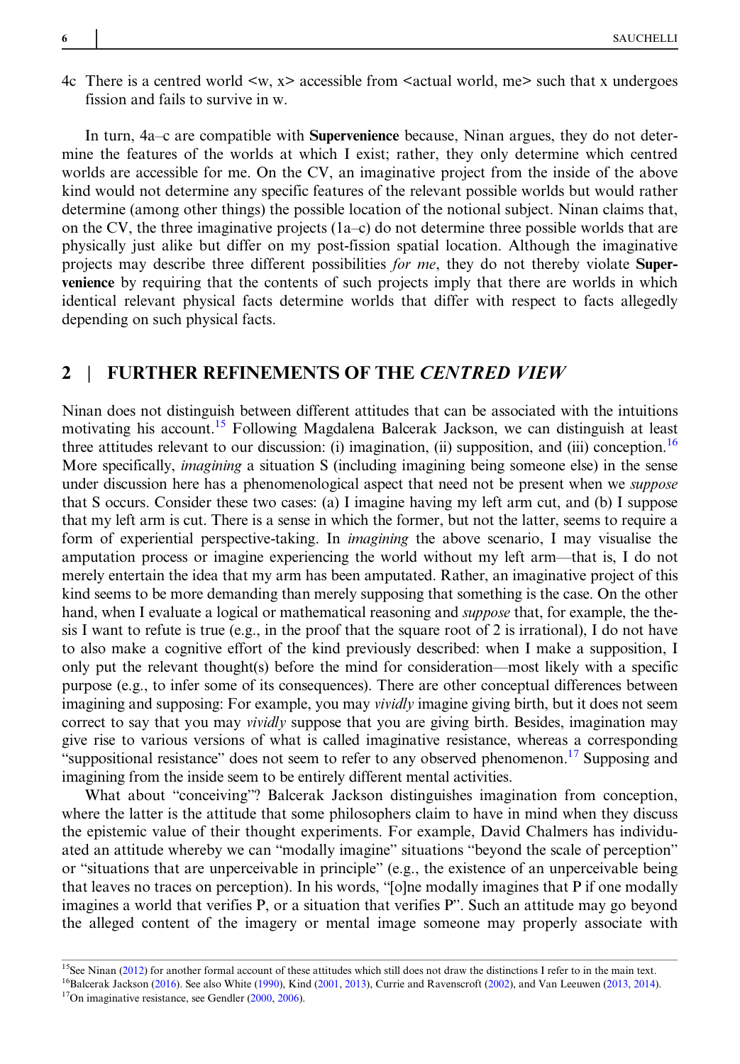4c There is a centred world <w, x> accessible from <actual world, me> such that x undergoes fission and fails to survive in w.

In turn, 4a–c are compatible with **Supervenience** because, Ninan argues, they do not determine the features of the worlds at which I exist; rather, they only determine which centred worlds are accessible for me. On the CV, an imaginative project from the inside of the above kind would not determine any specific features of the relevant possible worlds but would rather determine (among other things) the possible location of the notional subject. Ninan claims that, on the CV, the three imaginative projects (1a–c) do not determine three possible worlds that are physically just alike but differ on my post-fission spatial location. Although the imaginative projects may describe three different possibilities *for me*, they do not thereby violate **Supervenience** by requiring that the contents of such projects imply that there are worlds in which identical relevant physical facts determine worlds that differ with respect to facts allegedly depending on such physical facts.

## 2 | FURTHER REFINEMENTS OF THE *CENTRED VIEW*

Ninan does not distinguish between different attitudes that can be associated with the intuitions motivating his account.[15] Following Magdalena Balcerak Jackson, we can distinguish at least three attitudes relevant to our discussion: (i) imagination, (ii) supposition, and (iii) conception.[16] More specifically, *imagining* a situation S (including imagining being someone else) in the sense under discussion here has a phenomenological aspect that need not be present when we *suppose* that S occurs. Consider these two cases: (a) I imagine having my left arm cut, and (b) I suppose that my left arm is cut. There is a sense in which the former, but not the latter, seems to require a form of experiential perspective-taking. In *imagining* the above scenario, I may visualise the amputation process or imagine experiencing the world without my left arm—that is, I do not merely entertain the idea that my arm has been amputated. Rather, an imaginative project of this kind seems to be more demanding than merely supposing that something is the case. On the other hand, when I evaluate a logical or mathematical reasoning and *suppose* that, for example, the thesis I want to refute is true (e.g., in the proof that the square root of 2 is irrational), I do not have to also make a cognitive effort of the kind previously described: when I make a supposition, I only put the relevant thought(s) before the mind for consideration—most likely with a specific purpose (e.g., to infer some of its consequences). There are other conceptual differences between imagining and supposing: For example, you may *vividly* imagine giving birth, but it does not seem correct to say that you may *vividly* suppose that you are giving birth. Besides, imagination may give rise to various versions of what is called imaginative resistance, whereas a corresponding "suppositional resistance" does not seem to refer to any observed phenomenon.[17] Supposing and imagining from the inside seem to be entirely different mental activities.

What about "conceiving"? Balcerak Jackson distinguishes imagination from conception, where the latter is the attitude that some philosophers claim to have in mind when they discuss the epistemic value of their thought experiments. For example, David Chalmers has individuated an attitude whereby we can "modally imagine" situations "beyond the scale of perception" or "situations that are unperceivable in principle" (e.g., the existence of an unperceivable being that leaves no traces on perception). In his words, "[o]ne modally imagines that P if one modally imagines a world that verifies P, or a situation that verifies P". Such an attitude may go beyond the alleged content of the imagery or mental image someone may properly associate with

---

[15] See Ninan (2012) for another formal account of these attitudes which still does not draw the distinctions I refer to in the main text.

[16] Balcerak Jackson (2016). See also White (1990), Kind (2001, 2013), Currie and Ravenscroft (2002), and Van Leeuwen (2013, 2014).

[17] On imaginative resistance, see Gendler (2000, 2006).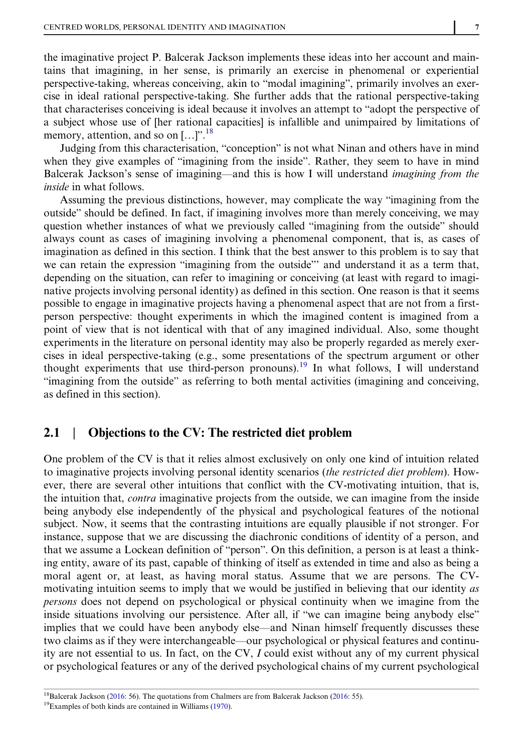the imaginative project P. Balcerak Jackson implements these ideas into her account and maintains that imagining, in her sense, is primarily an exercise in phenomenal or experiential perspective-taking, whereas conceiving, akin to "modal imagining", primarily involves an exercise in ideal rational perspective-taking. She further adds that the rational perspective-taking that characterises conceiving is ideal because it involves an attempt to "adopt the perspective of a subject whose use of [her rational capacities] is infallible and unimpaired by limitations of memory, attention, and so on […]".[18]

Judging from this characterisation, "conception" is not what Ninan and others have in mind when they give examples of "imagining from the inside". Rather, they seem to have in mind Balcerak Jackson's sense of imagining—and this is how I will understand *imagining from the inside* in what follows.

Assuming the previous distinctions, however, may complicate the way "imagining from the outside" should be defined. In fact, if imagining involves more than merely conceiving, we may question whether instances of what we previously called "imagining from the outside" should always count as cases of imagining involving a phenomenal component, that is, as cases of imagination as defined in this section. I think that the best answer to this problem is to say that we can retain the expression "imagining from the outside"' and understand it as a term that, depending on the situation, can refer to imagining or conceiving (at least with regard to imaginative projects involving personal identity) as defined in this section. One reason is that it seems possible to engage in imaginative projects having a phenomenal aspect that are not from a first-person perspective: thought experiments in which the imagined content is imagined from a point of view that is not identical with that of any imagined individual. Also, some thought experiments in the literature on personal identity may also be properly regarded as merely exercises in ideal perspective-taking (e.g., some presentations of the spectrum argument or other thought experiments that use third-person pronouns).[19] In what follows, I will understand "imagining from the outside" as referring to both mental activities (imagining and conceiving, as defined in this section).

## 2.1 | Objections to the CV: The restricted diet problem

One problem of the CV is that it relies almost exclusively on only one kind of intuition related to imaginative projects involving personal identity scenarios (*the restricted diet problem*). However, there are several other intuitions that conflict with the CV-motivating intuition, that is, the intuition that, *contra* imaginative projects from the outside, we can imagine from the inside being anybody else independently of the physical and psychological features of the notional subject. Now, it seems that the contrasting intuitions are equally plausible if not stronger. For instance, suppose that we are discussing the diachronic conditions of identity of a person, and that we assume a Lockean definition of "person". On this definition, a person is at least a thinking entity, aware of its past, capable of thinking of itself as extended in time and also as being a moral agent or, at least, as having moral status. Assume that we are persons. The CV-motivating intuition seems to imply that we would be justified in believing that our identity *as persons* does not depend on psychological or physical continuity when we imagine from the inside situations involving our persistence. After all, if "we can imagine being anybody else" implies that we could have been anybody else—and Ninan himself frequently discusses these two claims as if they were interchangeable—our psychological or physical features and continuity are not essential to us. In fact, on the CV, *I* could exist without any of my current physical or psychological features or any of the derived psychological chains of my current psychological

[18]Balcerak Jackson (2016: 56). The quotations from Chalmers are from Balcerak Jackson (2016: 55).

[19]Examples of both kinds are contained in Williams (1970).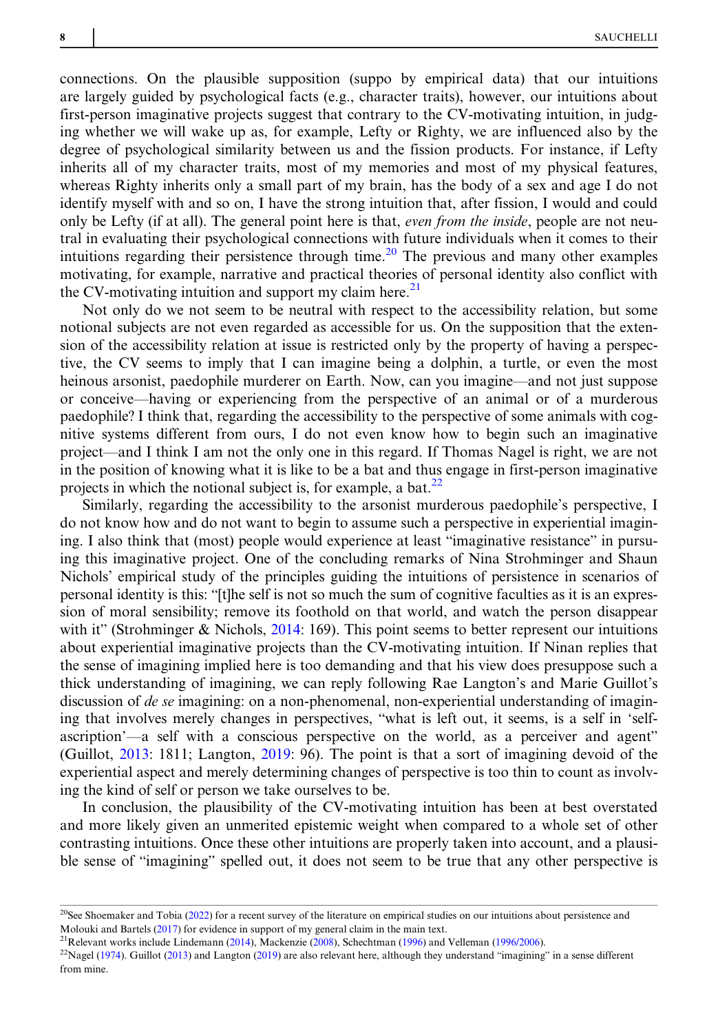connections. On the plausible supposition (suppo by empirical data) that our intuitions are largely guided by psychological facts (e.g., character traits), however, our intuitions about first-person imaginative projects suggest that contrary to the CV-motivating intuition, in judging whether we will wake up as, for example, Lefty or Righty, we are influenced also by the degree of psychological similarity between us and the fission products. For instance, if Lefty inherits all of my character traits, most of my memories and most of my physical features, whereas Righty inherits only a small part of my brain, has the body of a sex and age I do not identify myself with and so on, I have the strong intuition that, after fission, I would and could only be Lefty (if at all). The general point here is that, *even from the inside*, people are not neutral in evaluating their psychological connections with future individuals when it comes to their intuitions regarding their persistence through time.[20] The previous and many other examples motivating, for example, narrative and practical theories of personal identity also conflict with the CV-motivating intuition and support my claim here.[21]

Not only do we not seem to be neutral with respect to the accessibility relation, but some notional subjects are not even regarded as accessible for us. On the supposition that the extension of the accessibility relation at issue is restricted only by the property of having a perspective, the CV seems to imply that I can imagine being a dolphin, a turtle, or even the most heinous arsonist, paedophile murderer on Earth. Now, can you imagine—and not just suppose or conceive—having or experiencing from the perspective of an animal or of a murderous paedophile? I think that, regarding the accessibility to the perspective of some animals with cognitive systems different from ours, I do not even know how to begin such an imaginative project—and I think I am not the only one in this regard. If Thomas Nagel is right, we are not in the position of knowing what it is like to be a bat and thus engage in first-person imaginative projects in which the notional subject is, for example, a bat.[22]

Similarly, regarding the accessibility to the arsonist murderous paedophile's perspective, I do not know how and do not want to begin to assume such a perspective in experiential imagining. I also think that (most) people would experience at least "imaginative resistance" in pursuing this imaginative project. One of the concluding remarks of Nina Strohminger and Shaun Nichols' empirical study of the principles guiding the intuitions of persistence in scenarios of personal identity is this: "[t]he self is not so much the sum of cognitive faculties as it is an expression of moral sensibility; remove its foothold on that world, and watch the person disappear with it" (Strohminger & Nichols, 2014: 169). This point seems to better represent our intuitions about experiential imaginative projects than the CV-motivating intuition. If Ninan replies that the sense of imagining implied here is too demanding and that his view does presuppose such a thick understanding of imagining, we can reply following Rae Langton's and Marie Guillot's discussion of *de se* imagining: on a non-phenomenal, non-experiential understanding of imagining that involves merely changes in perspectives, "what is left out, it seems, is a self in 'self-ascription'—a self with a conscious perspective on the world, as a perceiver and agent" (Guillot, 2013: 1811; Langton, 2019: 96). The point is that a sort of imagining devoid of the experiential aspect and merely determining changes of perspective is too thin to count as involving the kind of self or person we take ourselves to be.

In conclusion, the plausibility of the CV-motivating intuition has been at best overstated and more likely given an unmerited epistemic weight when compared to a whole set of other contrasting intuitions. Once these other intuitions are properly taken into account, and a plausible sense of "imagining" spelled out, it does not seem to be true that any other perspective is

[20]See Shoemaker and Tobia (2022) for a recent survey of the literature on empirical studies on our intuitions about persistence and Molouki and Bartels (2017) for evidence in support of my general claim in the main text.

[21]Relevant works include Lindemann (2014), Mackenzie (2008), Schechtman (1996) and Velleman (1996/2006).

[22]Nagel (1974). Guillot (2013) and Langton (2019) are also relevant here, although they understand "imagining" in a sense different from mine.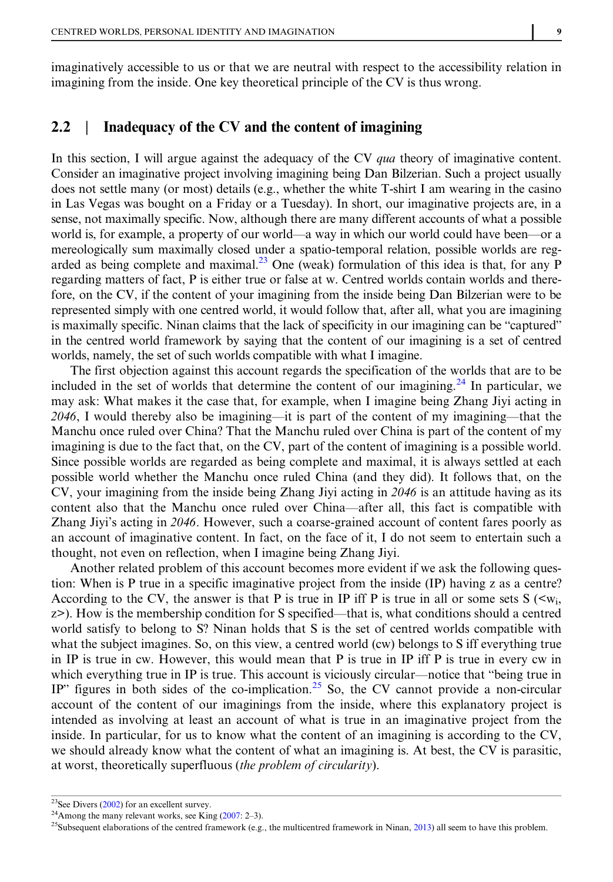imaginatively accessible to us or that we are neutral with respect to the accessibility relation in imagining from the inside. One key theoretical principle of the CV is thus wrong.

## 2.2 | Inadequacy of the CV and the content of imagining

In this section, I will argue against the adequacy of the CV *qua* theory of imaginative content. Consider an imaginative project involving imagining being Dan Bilzerian. Such a project usually does not settle many (or most) details (e.g., whether the white T-shirt I am wearing in the casino in Las Vegas was bought on a Friday or a Tuesday). In short, our imaginative projects are, in a sense, not maximally specific. Now, although there are many different accounts of what a possible world is, for example, a property of our world—a way in which our world could have been—or a mereologically sum maximally closed under a spatio-temporal relation, possible worlds are regarded as being complete and maximal.[23] One (weak) formulation of this idea is that, for any P regarding matters of fact, P is either true or false at w. Centred worlds contain worlds and therefore, on the CV, if the content of your imagining from the inside being Dan Bilzerian were to be represented simply with one centred world, it would follow that, after all, what you are imagining is maximally specific. Ninan claims that the lack of specificity in our imagining can be "captured" in the centred world framework by saying that the content of our imagining is a set of centred worlds, namely, the set of such worlds compatible with what I imagine.

The first objection against this account regards the specification of the worlds that are to be included in the set of worlds that determine the content of our imagining.[24] In particular, we may ask: What makes it the case that, for example, when I imagine being Zhang Jiyi acting in *2046*, I would thereby also be imagining—it is part of the content of my imagining—that the Manchu once ruled over China? That the Manchu ruled over China is part of the content of my imagining is due to the fact that, on the CV, part of the content of imagining is a possible world. Since possible worlds are regarded as being complete and maximal, it is always settled at each possible world whether the Manchu once ruled China (and they did). It follows that, on the CV, your imagining from the inside being Zhang Jiyi acting in *2046* is an attitude having as its content also that the Manchu once ruled over China—after all, this fact is compatible with Zhang Jiyi's acting in *2046*. However, such a coarse-grained account of content fares poorly as an account of imaginative content. In fact, on the face of it, I do not seem to entertain such a thought, not even on reflection, when I imagine being Zhang Jiyi.

Another related problem of this account becomes more evident if we ask the following question: When is P true in a specific imaginative project from the inside (IP) having z as a centre? According to the CV, the answer is that P is true in IP iff P is true in all or some sets S ($<w_i$, $z>$). How is the membership condition for S specified—that is, what conditions should a centred world satisfy to belong to S? Ninan holds that S is the set of centred worlds compatible with what the subject imagines. So, on this view, a centred world (cw) belongs to S iff everything true in IP is true in cw. However, this would mean that P is true in IP iff P is true in every cw in which everything true in IP is true. This account is viciously circular—notice that "being true in IP" figures in both sides of the co-implication.[25] So, the CV cannot provide a non-circular account of the content of our imaginings from the inside, where this explanatory project is intended as involving at least an account of what is true in an imaginative project from the inside. In particular, for us to know what the content of an imagining is according to the CV, we should already know what the content of what an imagining is. At best, the CV is parasitic, at worst, theoretically superfluous (*the problem of circularity*).

---

[23] See Divers (2002) for an excellent survey.

[24] Among the many relevant works, see King (2007: 2–3).

[25] Subsequent elaborations of the centred framework (e.g., the multicentred framework in Ninan, 2013) all seem to have this problem.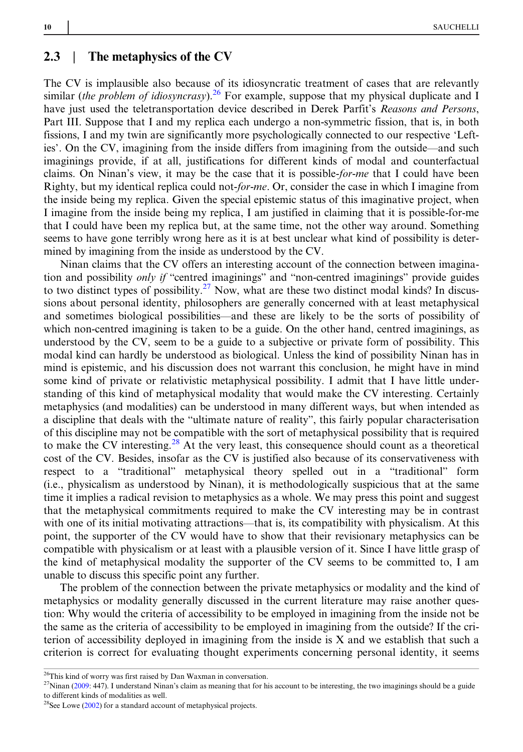## 2.3 | The metaphysics of the CV

The CV is implausible also because of its idiosyncratic treatment of cases that are relevantly similar (*the problem of idiosyncrasy*).[26] For example, suppose that my physical duplicate and I have just used the teletransportation device described in Derek Parfit's *Reasons and Persons*, Part III. Suppose that I and my replica each undergo a non-symmetric fission, that is, in both fissions, I and my twin are significantly more psychologically connected to our respective 'Lefties'. On the CV, imagining from the inside differs from imagining from the outside—and such imaginings provide, if at all, justifications for different kinds of modal and counterfactual claims. On Ninan's view, it may be the case that it is possible-*for-me* that I could have been Righty, but my identical replica could not-*for-me*. Or, consider the case in which I imagine from the inside being my replica. Given the special epistemic status of this imaginative project, when I imagine from the inside being my replica, I am justified in claiming that it is possible-for-me that I could have been my replica but, at the same time, not the other way around. Something seems to have gone terribly wrong here as it is at best unclear what kind of possibility is determined by imagining from the inside as understood by the CV.

Ninan claims that the CV offers an interesting account of the connection between imagination and possibility *only if* "centred imaginings" and "non-centred imaginings" provide guides to two distinct types of possibility.[27] Now, what are these two distinct modal kinds? In discussions about personal identity, philosophers are generally concerned with at least metaphysical and sometimes biological possibilities—and these are likely to be the sorts of possibility of which non-centred imagining is taken to be a guide. On the other hand, centred imaginings, as understood by the CV, seem to be a guide to a subjective or private form of possibility. This modal kind can hardly be understood as biological. Unless the kind of possibility Ninan has in mind is epistemic, and his discussion does not warrant this conclusion, he might have in mind some kind of private or relativistic metaphysical possibility. I admit that I have little understanding of this kind of metaphysical modality that would make the CV interesting. Certainly metaphysics (and modalities) can be understood in many different ways, but when intended as a discipline that deals with the "ultimate nature of reality", this fairly popular characterisation of this discipline may not be compatible with the sort of metaphysical possibility that is required to make the CV interesting.[28] At the very least, this consequence should count as a theoretical cost of the CV. Besides, insofar as the CV is justified also because of its conservativeness with respect to a "traditional" metaphysical theory spelled out in a "traditional" form (i.e., physicalism as understood by Ninan), it is methodologically suspicious that at the same time it implies a radical revision to metaphysics as a whole. We may press this point and suggest that the metaphysical commitments required to make the CV interesting may be in contrast with one of its initial motivating attractions—that is, its compatibility with physicalism. At this point, the supporter of the CV would have to show that their revisionary metaphysics can be compatible with physicalism or at least with a plausible version of it. Since I have little grasp of the kind of metaphysical modality the supporter of the CV seems to be committed to, I am unable to discuss this specific point any further.

The problem of the connection between the private metaphysics or modality and the kind of metaphysics or modality generally discussed in the current literature may raise another question: Why would the criteria of accessibility to be employed in imagining from the inside not be the same as the criteria of accessibility to be employed in imagining from the outside? If the criterion of accessibility deployed in imagining from the inside is X and we establish that such a criterion is correct for evaluating thought experiments concerning personal identity, it seems

---

[26] This kind of worry was first raised by Dan Waxman in conversation.

[27] Ninan (2009: 447). I understand Ninan's claim as meaning that for his account to be interesting, the two imaginings should be a guide to different kinds of modalities as well.

[28] See Lowe (2002) for a standard account of metaphysical projects.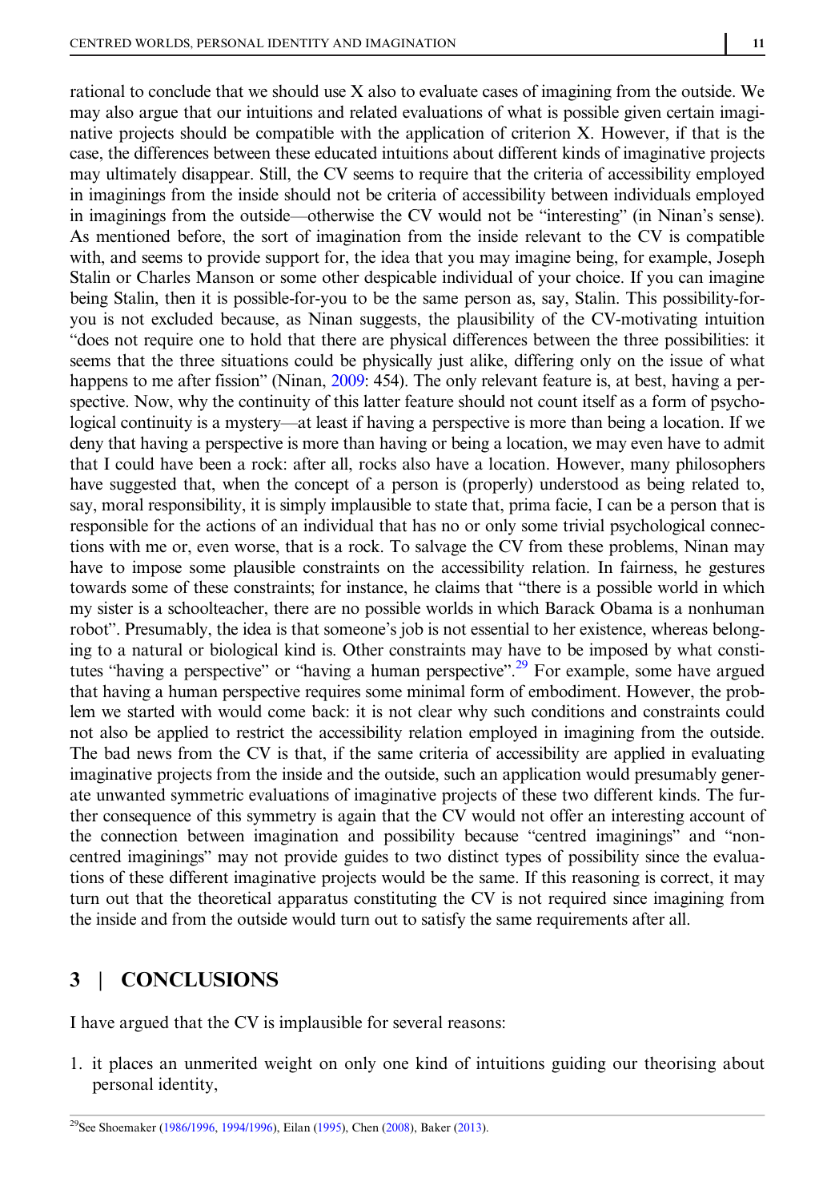rational to conclude that we should use X also to evaluate cases of imagining from the outside. We may also argue that our intuitions and related evaluations of what is possible given certain imaginative projects should be compatible with the application of criterion X. However, if that is the case, the differences between these educated intuitions about different kinds of imaginative projects may ultimately disappear. Still, the CV seems to require that the criteria of accessibility employed in imaginings from the inside should not be criteria of accessibility between individuals employed in imaginings from the outside—otherwise the CV would not be "interesting" (in Ninan's sense). As mentioned before, the sort of imagination from the inside relevant to the CV is compatible with, and seems to provide support for, the idea that you may imagine being, for example, Joseph Stalin or Charles Manson or some other despicable individual of your choice. If you can imagine being Stalin, then it is possible-for-you to be the same person as, say, Stalin. This possibility-for-you is not excluded because, as Ninan suggests, the plausibility of the CV-motivating intuition "does not require one to hold that there are physical differences between the three possibilities: it seems that the three situations could be physically just alike, differing only on the issue of what happens to me after fission" (Ninan, 2009: 454). The only relevant feature is, at best, having a perspective. Now, why the continuity of this latter feature should not count itself as a form of psychological continuity is a mystery—at least if having a perspective is more than being a location. If we deny that having a perspective is more than having or being a location, we may even have to admit that I could have been a rock: after all, rocks also have a location. However, many philosophers have suggested that, when the concept of a person is (properly) understood as being related to, say, moral responsibility, it is simply implausible to state that, prima facie, I can be a person that is responsible for the actions of an individual that has no or only some trivial psychological connections with me or, even worse, that is a rock. To salvage the CV from these problems, Ninan may have to impose some plausible constraints on the accessibility relation. In fairness, he gestures towards some of these constraints; for instance, he claims that "there is a possible world in which my sister is a schoolteacher, there are no possible worlds in which Barack Obama is a nonhuman robot". Presumably, the idea is that someone's job is not essential to her existence, whereas belonging to a natural or biological kind is. Other constraints may have to be imposed by what constitutes "having a perspective" or "having a human perspective".[29] For example, some have argued that having a human perspective requires some minimal form of embodiment. However, the problem we started with would come back: it is not clear why such conditions and constraints could not also be applied to restrict the accessibility relation employed in imagining from the outside. The bad news from the CV is that, if the same criteria of accessibility are applied in evaluating imaginative projects from the inside and the outside, such an application would presumably generate unwanted symmetric evaluations of imaginative projects of these two different kinds. The further consequence of this symmetry is again that the CV would not offer an interesting account of the connection between imagination and possibility because "centred imaginings" and "non-centred imaginings" may not provide guides to two distinct types of possibility since the evaluations of these different imaginative projects would be the same. If this reasoning is correct, it may turn out that the theoretical apparatus constituting the CV is not required since imagining from the inside and from the outside would turn out to satisfy the same requirements after all.

## 3 | CONCLUSIONS

I have argued that the CV is implausible for several reasons:

1. it places an unmerited weight on only one kind of intuitions guiding our theorising about personal identity,

[29]See Shoemaker (1986/1996, 1994/1996), Eilan (1995), Chen (2008), Baker (2013).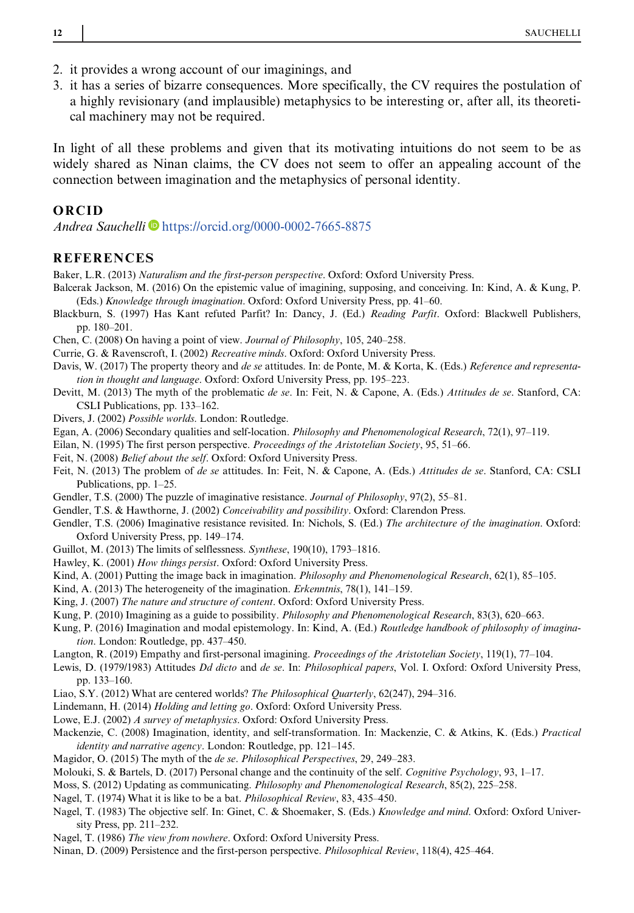2. it provides a wrong account of our imaginings, and
3. it has a series of bizarre consequences. More specifically, the CV requires the postulation of a highly revisionary (and implausible) metaphysics to be interesting or, after all, its theoretical machinery may not be required.

In light of all these problems and given that its motivating intuitions do not seem to be as widely shared as Ninan claims, the CV does not seem to offer an appealing account of the connection between imagination and the metaphysics of personal identity.

## ORCID

*Andrea Sauchelli* https://orcid.org/0000-0002-7665-8875

## REFERENCES

Baker, L.R. (2013) *Naturalism and the first-person perspective*. Oxford: Oxford University Press.

Balcerak Jackson, M. (2016) On the epistemic value of imagining, supposing, and conceiving. In: Kind, A. & Kung, P. (Eds.) *Knowledge through imagination*. Oxford: Oxford University Press, pp. 41–60.

Blackburn, S. (1997) Has Kant refuted Parfit? In: Dancy, J. (Ed.) *Reading Parfit*. Oxford: Blackwell Publishers, pp. 180–201.

Chen, C. (2008) On having a point of view. *Journal of Philosophy*, 105, 240–258.

Currie, G. & Ravenscroft, I. (2002) *Recreative minds*. Oxford: Oxford University Press.

Davis, W. (2017) The property theory and *de se* attitudes. In: de Ponte, M. & Korta, K. (Eds.) *Reference and representation in thought and language*. Oxford: Oxford University Press, pp. 195–223.

Devitt, M. (2013) The myth of the problematic *de se*. In: Feit, N. & Capone, A. (Eds.) *Attitudes de se*. Stanford, CA: CSLI Publications, pp. 133–162.

Divers, J. (2002) *Possible worlds*. London: Routledge.

Egan, A. (2006) Secondary qualities and self-location. *Philosophy and Phenomenological Research*, 72(1), 97–119.

Eilan, N. (1995) The first person perspective. *Proceedings of the Aristotelian Society*, 95, 51–66.

Feit, N. (2008) *Belief about the self*. Oxford: Oxford University Press.

Feit, N. (2013) The problem of *de se* attitudes. In: Feit, N. & Capone, A. (Eds.) *Attitudes de se*. Stanford, CA: CSLI Publications, pp. 1–25.

Gendler, T.S. (2000) The puzzle of imaginative resistance. *Journal of Philosophy*, 97(2), 55–81.

Gendler, T.S. & Hawthorne, J. (2002) *Conceivability and possibility*. Oxford: Clarendon Press.

Gendler, T.S. (2006) Imaginative resistance revisited. In: Nichols, S. (Ed.) *The architecture of the imagination*. Oxford: Oxford University Press, pp. 149–174.

Guillot, M. (2013) The limits of selflessness. *Synthese*, 190(10), 1793–1816.

Hawley, K. (2001) *How things persist*. Oxford: Oxford University Press.

Kind, A. (2001) Putting the image back in imagination. *Philosophy and Phenomenological Research*, 62(1), 85–105.

Kind, A. (2013) The heterogeneity of the imagination. *Erkenntnis*, 78(1), 141–159.

King, J. (2007) *The nature and structure of content*. Oxford: Oxford University Press.

Kung, P. (2010) Imagining as a guide to possibility. *Philosophy and Phenomenological Research*, 83(3), 620–663.

Kung, P. (2016) Imagination and modal epistemology. In: Kind, A. (Ed.) *Routledge handbook of philosophy of imagination*. London: Routledge, pp. 437–450.

Langton, R. (2019) Empathy and first-personal imagining. *Proceedings of the Aristotelian Society*, 119(1), 77–104.

Lewis, D. (1979/1983) Attitudes *Dd dicto* and *de se*. In: *Philosophical papers*, Vol. I. Oxford: Oxford University Press, pp. 133–160.

Liao, S.Y. (2012) What are centered worlds? *The Philosophical Quarterly*, 62(247), 294–316.

Lindemann, H. (2014) *Holding and letting go*. Oxford: Oxford University Press.

Lowe, E.J. (2002) *A survey of metaphysics*. Oxford: Oxford University Press.

Mackenzie, C. (2008) Imagination, identity, and self-transformation. In: Mackenzie, C. & Atkins, K. (Eds.) *Practical identity and narrative agency*. London: Routledge, pp. 121–145.

Magidor, O. (2015) The myth of the *de se*. *Philosophical Perspectives*, 29, 249–283.

Molouki, S. & Bartels, D. (2017) Personal change and the continuity of the self. *Cognitive Psychology*, 93, 1–17.

Moss, S. (2012) Updating as communicating. *Philosophy and Phenomenological Research*, 85(2), 225–258.

Nagel, T. (1974) What it is like to be a bat. *Philosophical Review*, 83, 435–450.

Nagel, T. (1983) The objective self. In: Ginet, C. & Shoemaker, S. (Eds.) *Knowledge and mind*. Oxford: Oxford University Press, pp. 211–232.

Nagel, T. (1986) *The view from nowhere*. Oxford: Oxford University Press.

Ninan, D. (2009) Persistence and the first-person perspective. *Philosophical Review*, 118(4), 425–464.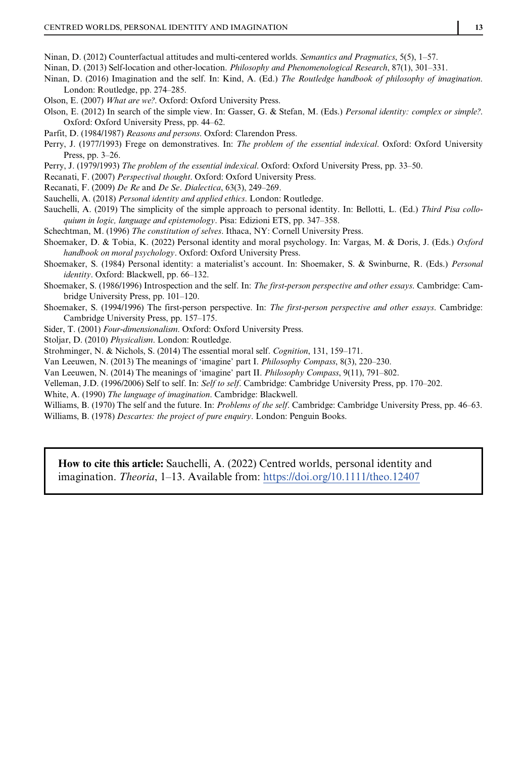Ninan, D. (2012) Counterfactual attitudes and multi-centered worlds. *Semantics and Pragmatics*, 5(5), 1–57.

Ninan, D. (2013) Self-location and other-location. *Philosophy and Phenomenological Research*, 87(1), 301–331.

Ninan, D. (2016) Imagination and the self. In: Kind, A. (Ed.) *The Routledge handbook of philosophy of imagination*. London: Routledge, pp. 274–285.

Olson, E. (2007) *What are we?*. Oxford: Oxford University Press.

Olson, E. (2012) In search of the simple view. In: Gasser, G. & Stefan, M. (Eds.) *Personal identity: complex or simple?*. Oxford: Oxford University Press, pp. 44–62.

Parfit, D. (1984/1987) *Reasons and persons*. Oxford: Clarendon Press.

Perry, J. (1977/1993) Frege on demonstratives. In: *The problem of the essential indexical*. Oxford: Oxford University Press, pp. 3–26.

Perry, J. (1979/1993) *The problem of the essential indexical*. Oxford: Oxford University Press, pp. 33–50.

Recanati, F. (2007) *Perspectival thought*. Oxford: Oxford University Press.

Recanati, F. (2009) *De Re* and *De Se*. *Dialectica*, 63(3), 249–269.

Sauchelli, A. (2018) *Personal identity and applied ethics*. London: Routledge.

Sauchelli, A. (2019) The simplicity of the simple approach to personal identity. In: Bellotti, L. (Ed.) *Third Pisa colloquium in logic, language and epistemology*. Pisa: Edizioni ETS, pp. 347–358.

Schechtman, M. (1996) *The constitution of selves*. Ithaca, NY: Cornell University Press.

Shoemaker, D. & Tobia, K. (2022) Personal identity and moral psychology. In: Vargas, M. & Doris, J. (Eds.) *Oxford handbook on moral psychology*. Oxford: Oxford University Press.

Shoemaker, S. (1984) Personal identity: a materialist's account. In: Shoemaker, S. & Swinburne, R. (Eds.) *Personal identity*. Oxford: Blackwell, pp. 66–132.

Shoemaker, S. (1986/1996) Introspection and the self. In: *The first-person perspective and other essays*. Cambridge: Cambridge University Press, pp. 101–120.

Shoemaker, S. (1994/1996) The first-person perspective. In: *The first-person perspective and other essays*. Cambridge: Cambridge University Press, pp. 157–175.

Sider, T. (2001) *Four-dimensionalism*. Oxford: Oxford University Press.

Stoljar, D. (2010) *Physicalism*. London: Routledge.

Strohminger, N. & Nichols, S. (2014) The essential moral self. *Cognition*, 131, 159–171.

Van Leeuwen, N. (2013) The meanings of 'imagine' part I. *Philosophy Compass*, 8(3), 220–230.

Van Leeuwen, N. (2014) The meanings of 'imagine' part II. *Philosophy Compass*, 9(11), 791–802.

Velleman, J.D. (1996/2006) Self to self. In: *Self to self*. Cambridge: Cambridge University Press, pp. 170–202.

White, A. (1990) *The language of imagination*. Cambridge: Blackwell.

Williams, B. (1970) The self and the future. In: *Problems of the self*. Cambridge: Cambridge University Press, pp. 46–63.

Williams, B. (1978) *Descartes: the project of pure enquiry*. London: Penguin Books.

**How to cite this article:** Sauchelli, A. (2022) Centred worlds, personal identity and imagination. *Theoria*, 1–13. Available from: https://doi.org/10.1111/theo.12407